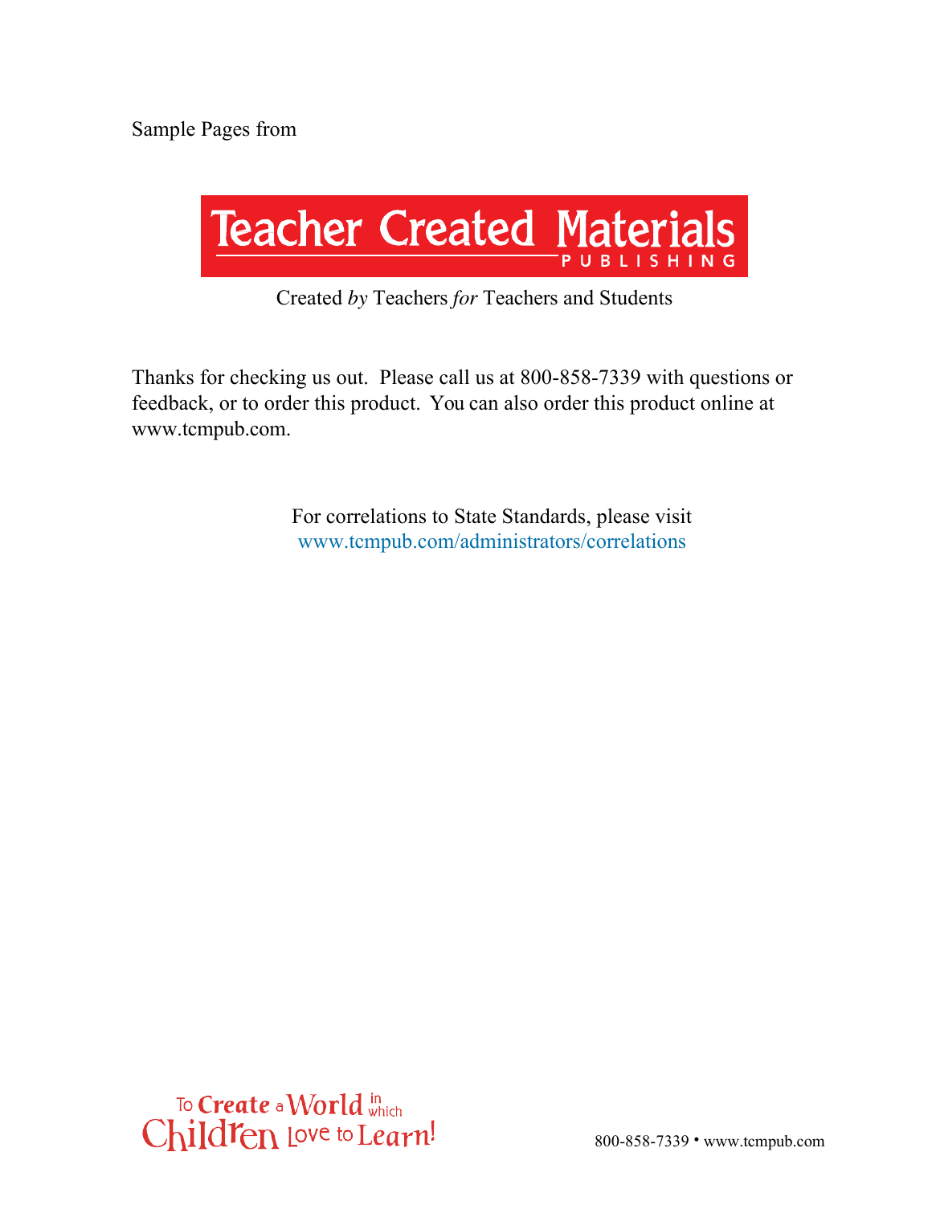Sample Pages from

# Teacher Created Materials

PUBLISHING

Created *by* Teachers *for* Teachers and Students

Thanks for checking us out. Please call us at 800-858-7339 with questions or feedback, or to order this product. You can also order this product online at www.tcmpub.com.

For correlations to State Standards, please visit www.tcmpub.com/administrators/correlations

To Create a World in which Children Love to Learn!

800-858-7339 • www.tcmpub.com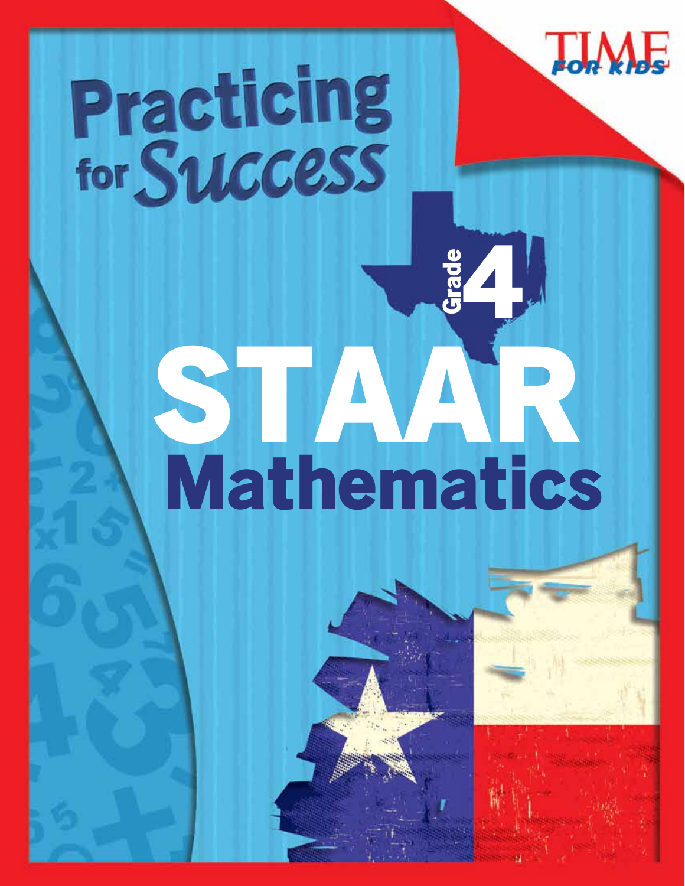TIME FOR KIDS

# Practicing for Success

Grade 4

# STAAR Mathematics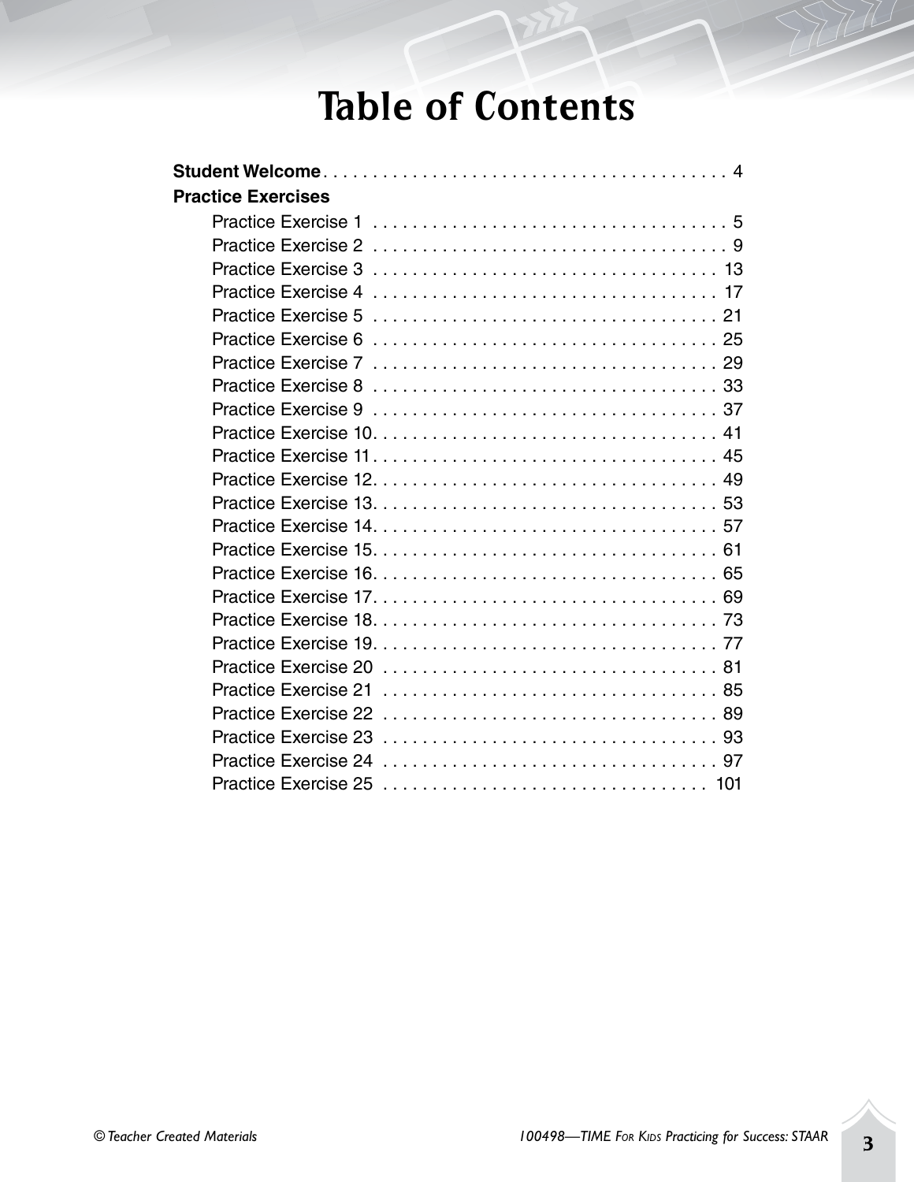# Table of Contents

**Student Welcome** . . . . . . . . . . . . . . . . . . . . . . . . . . . . . . . . . . . . . . . . . 4

**Practice Exercises**

- Practice Exercise 1 . . . . . . . . . . . . . . . . . . . . . . . . . . . . . . . . . . . . 5
- Practice Exercise 2 . . . . . . . . . . . . . . . . . . . . . . . . . . . . . . . . . . . . 9
- Practice Exercise 3 . . . . . . . . . . . . . . . . . . . . . . . . . . . . . . . . . . . 13
- Practice Exercise 4 . . . . . . . . . . . . . . . . . . . . . . . . . . . . . . . . . . . 17
- Practice Exercise 5 . . . . . . . . . . . . . . . . . . . . . . . . . . . . . . . . . . . 21
- Practice Exercise 6 . . . . . . . . . . . . . . . . . . . . . . . . . . . . . . . . . . . 25
- Practice Exercise 7 . . . . . . . . . . . . . . . . . . . . . . . . . . . . . . . . . . . 29
- Practice Exercise 8 . . . . . . . . . . . . . . . . . . . . . . . . . . . . . . . . . . . 33
- Practice Exercise 9 . . . . . . . . . . . . . . . . . . . . . . . . . . . . . . . . . . . 37
- Practice Exercise 10 . . . . . . . . . . . . . . . . . . . . . . . . . . . . . . . . . . . 41
- Practice Exercise 11 . . . . . . . . . . . . . . . . . . . . . . . . . . . . . . . . . . . 45
- Practice Exercise 12 . . . . . . . . . . . . . . . . . . . . . . . . . . . . . . . . . . . 49
- Practice Exercise 13 . . . . . . . . . . . . . . . . . . . . . . . . . . . . . . . . . . . 53
- Practice Exercise 14 . . . . . . . . . . . . . . . . . . . . . . . . . . . . . . . . . . . 57
- Practice Exercise 15 . . . . . . . . . . . . . . . . . . . . . . . . . . . . . . . . . . . 61
- Practice Exercise 16 . . . . . . . . . . . . . . . . . . . . . . . . . . . . . . . . . . . 65
- Practice Exercise 17 . . . . . . . . . . . . . . . . . . . . . . . . . . . . . . . . . . . 69
- Practice Exercise 18 . . . . . . . . . . . . . . . . . . . . . . . . . . . . . . . . . . . 73
- Practice Exercise 19 . . . . . . . . . . . . . . . . . . . . . . . . . . . . . . . . . . . 77
- Practice Exercise 20 . . . . . . . . . . . . . . . . . . . . . . . . . . . . . . . . . . 81
- Practice Exercise 21 . . . . . . . . . . . . . . . . . . . . . . . . . . . . . . . . . . 85
- Practice Exercise 22 . . . . . . . . . . . . . . . . . . . . . . . . . . . . . . . . . . 89
- Practice Exercise 23 . . . . . . . . . . . . . . . . . . . . . . . . . . . . . . . . . . 93
- Practice Exercise 24 . . . . . . . . . . . . . . . . . . . . . . . . . . . . . . . . . . 97
- Practice Exercise 25 . . . . . . . . . . . . . . . . . . . . . . . . . . . . . . . . . 101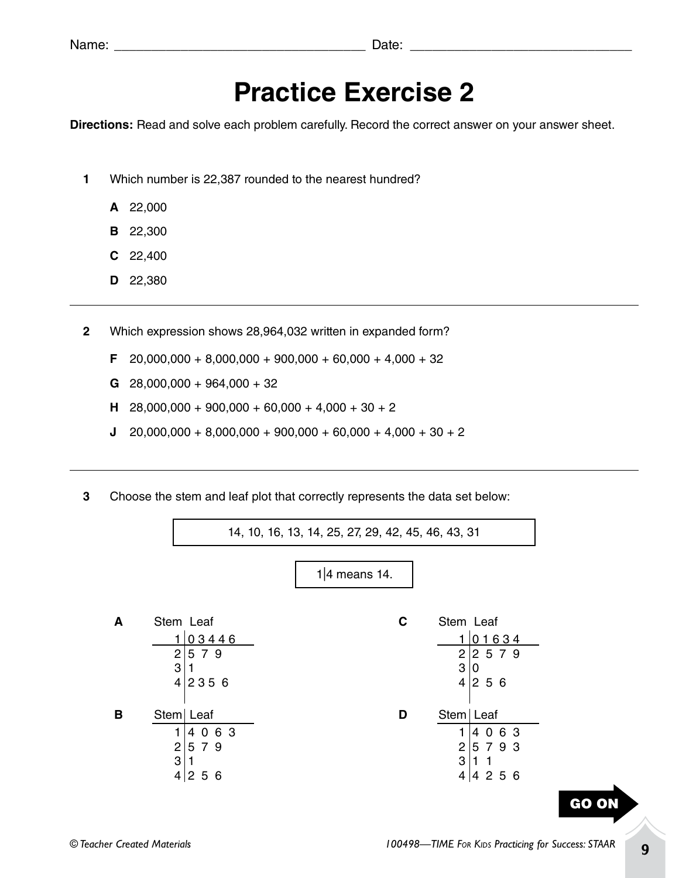Name: ______________________________ Date: ______________________________

# Practice Exercise 2

**Directions:** Read and solve each problem carefully. Record the correct answer on your answer sheet.

**1** Which number is 22,387 rounded to the nearest hundred?

**A** 22,000

**B** 22,300

**C** 22,400

**D** 22,380

---

**2** Which expression shows 28,964,032 written in expanded form?

**F** 20,000,000 + 8,000,000 + 900,000 + 60,000 + 4,000 + 32

**G** 28,000,000 + 964,000 + 32

**H** 28,000,000 + 900,000 + 60,000 + 4,000 + 30 + 2

**J** 20,000,000 + 8,000,000 + 900,000 + 60,000 + 4,000 + 30 + 2

---

**3** Choose the stem and leaf plot that correctly represents the data set below:

14, 10, 16, 13, 14, 25, 27, 29, 42, 45, 46, 43, 31

1|4 means 14.

**A**

| Stem | Leaf |
|---|---|
| 1 | 0 3 4 4 6 |
| 2 | 5 7 9 |
| 3 | 1 |
| 4 | 2 3 5 6 |

**B**

| Stem | Leaf |
|---|---|
| 1 | 4 0 6 3 |
| 2 | 5 7 9 |
| 3 | 1 |
| 4 | 2 5 6 |

**C**

| Stem | Leaf |
|---|---|
| 1 | 0 1 6 3 4 |
| 2 | 2 5 7 9 |
| 3 | 0 |
| 4 | 2 5 6 |

**D**

| Stem | Leaf |
|---|---|
| 1 | 4 0 6 3 |
| 2 | 5 7 9 3 |
| 3 | 1 1 |
| 4 | 4 2 5 6 |

GO ON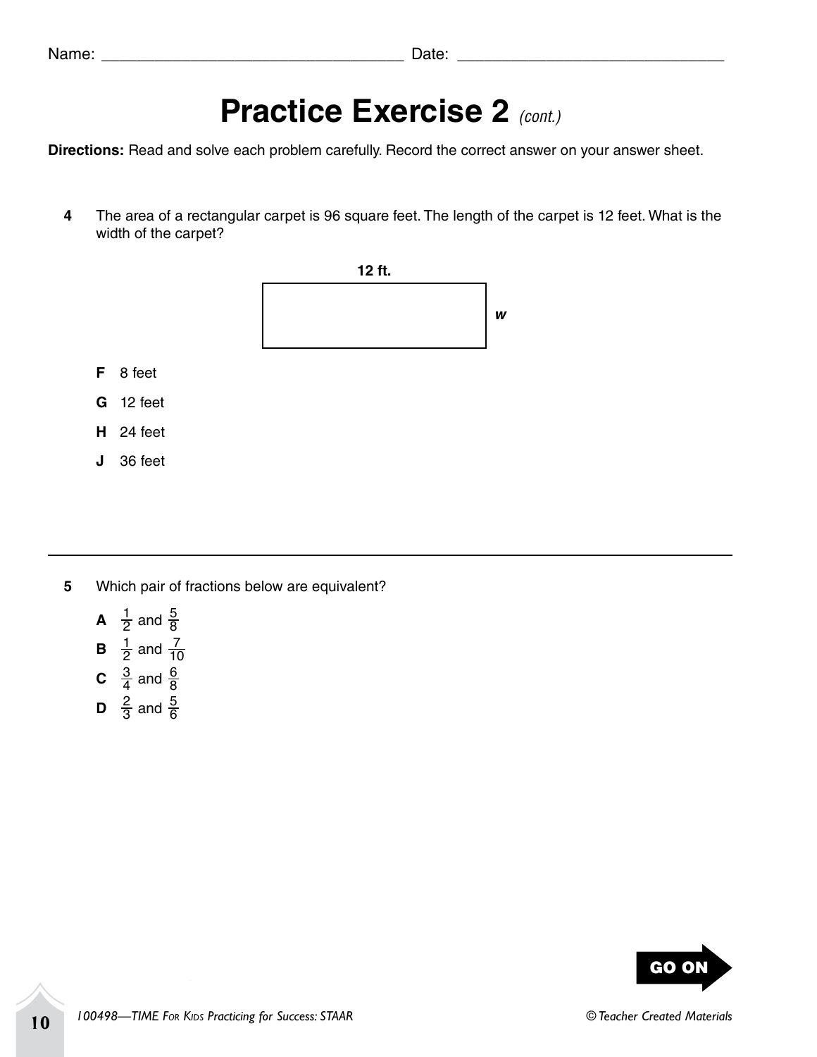Name: ________________________________ Date: ____________________________

# Practice Exercise 2 *(cont.)*

**Directions:** Read and solve each problem carefully. Record the correct answer on your answer sheet.

**4** The area of a rectangular carpet is 96 square feet. The length of the carpet is 12 feet. What is the width of the carpet?

**12 ft.**

***w***

**F** 8 feet

**G** 12 feet

**H** 24 feet

**J** 36 feet

---

**5** Which pair of fractions below are equivalent?

**A** $\frac{1}{2}$ and $\frac{5}{8}$

**B** $\frac{1}{2}$ and $\frac{7}{10}$

**C** $\frac{3}{4}$ and $\frac{6}{8}$

**D** $\frac{2}{3}$ and $\frac{5}{6}$

**GO ON**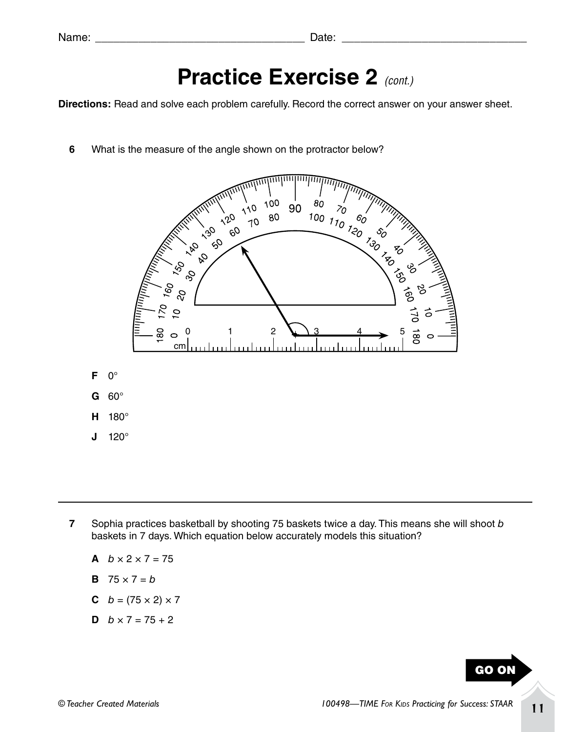Name: ______________________________ Date: ______________________________

# Practice Exercise 2 *(cont.)*

**Directions:** Read and solve each problem carefully. Record the correct answer on your answer sheet.

**6** What is the measure of the angle shown on the protractor below?

**F** 0°

**G** 60°

**H** 180°

**J** 120°

---

**7** Sophia practices basketball by shooting 75 baskets twice a day. This means she will shoot *b* baskets in 7 days. Which equation below accurately models this situation?

**A** $b \times 2 \times 7 = 75$

**B** $75 \times 7 = b$

**C** $b = (75 \times 2) \times 7$

**D** $b \times 7 = 75 + 2$

**GO ON**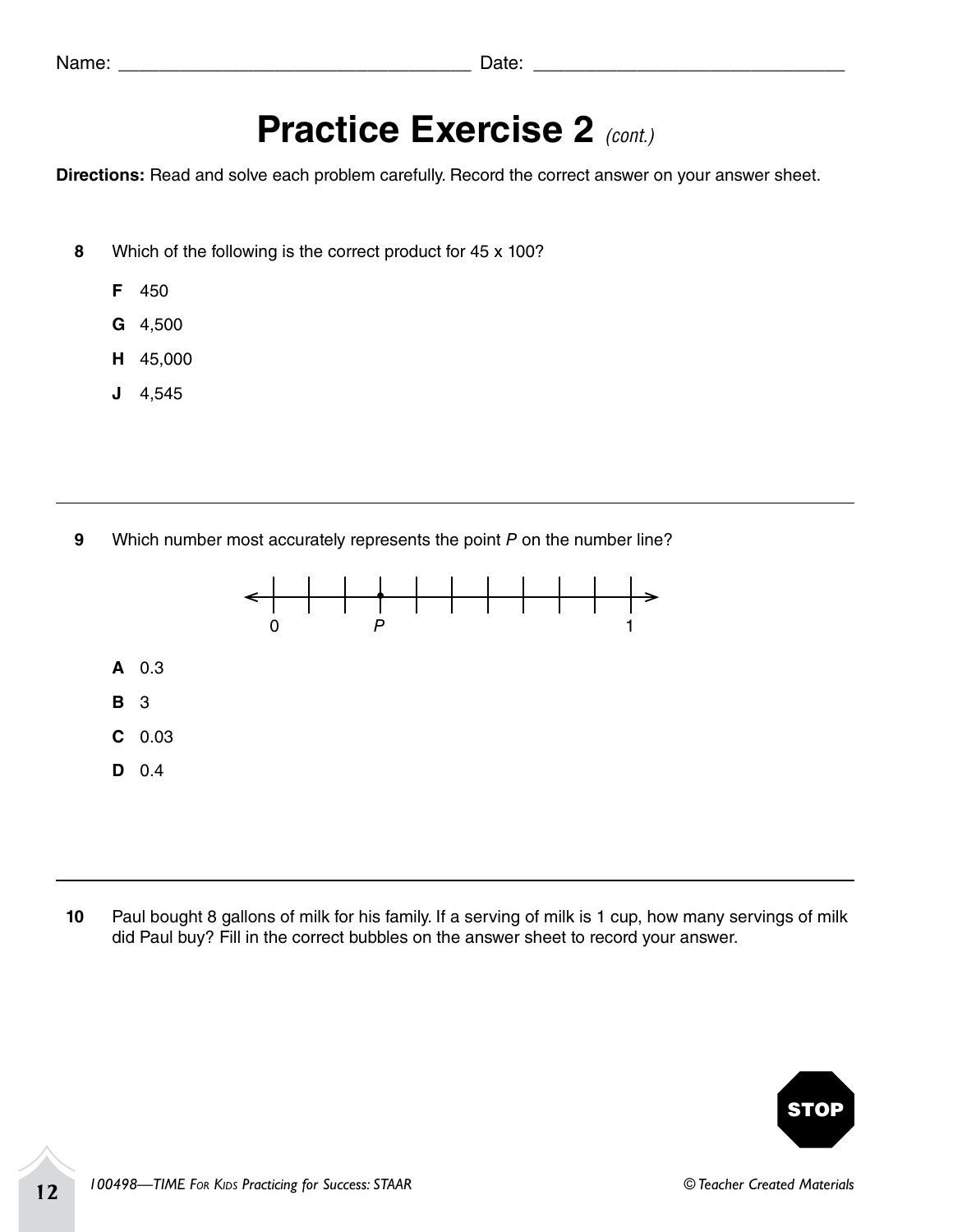Name: ________________________________ Date: ____________________________

# Practice Exercise 2 *(cont.)*

**Directions:** Read and solve each problem carefully. Record the correct answer on your answer sheet.

**8** Which of the following is the correct product for 45 x 100?

**F** 450

**G** 4,500

**H** 45,000

**J** 4,545

---

**9** Which number most accurately represents the point *P* on the number line?

0 *P* 1

**A** 0.3

**B** 3

**C** 0.03

**D** 0.4

---

**10** Paul bought 8 gallons of milk for his family. If a serving of milk is 1 cup, how many servings of milk did Paul buy? Fill in the correct bubbles on the answer sheet to record your answer.

STOP